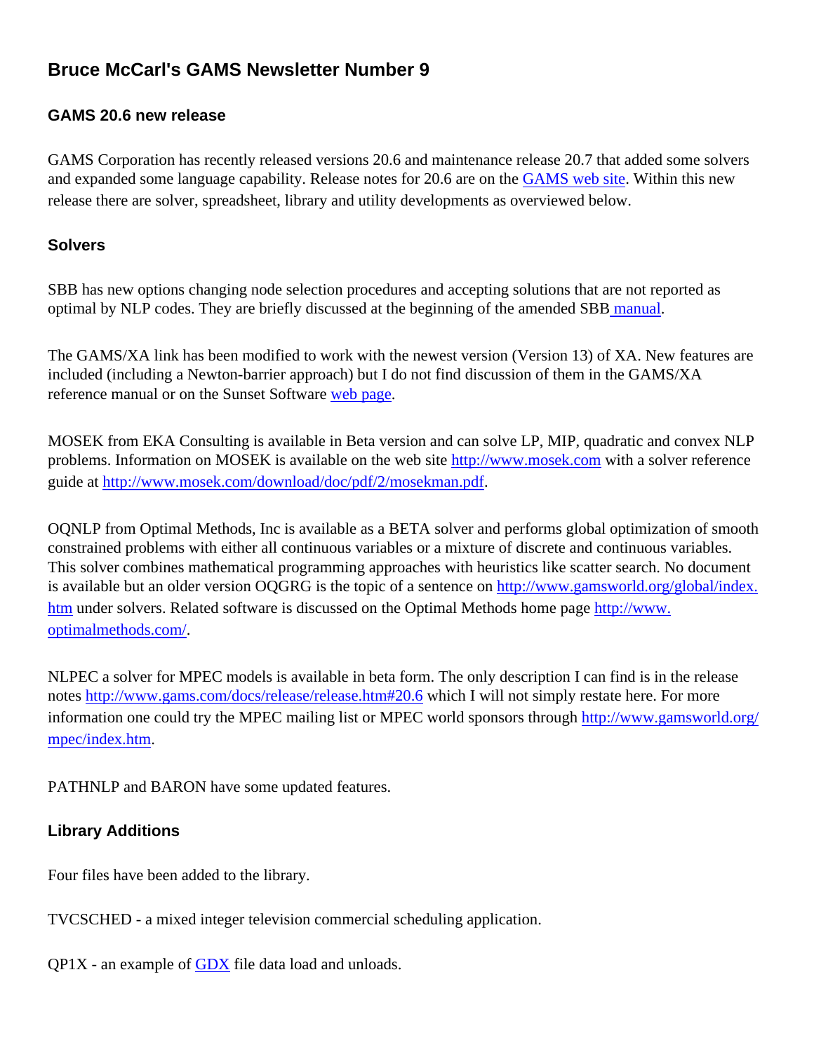# Bruce McCarl's GAMS Newsletter Number 9

## GAMS 20.6 new release

GAMS Corporation has recently released versions 20.6 and maintenance release 20.7 that added some solvers and expanded some language capability. Release notes for 20.6 are on the GAMS web site. Within this new release there are solver, spreadsheet, library and utility developments as overviewed below.

### Solvers

SBB has new options changing node selection procedures and accepting solutions that are not reported as optimal by NLP codes. They are briefly discussed at the beginning of the amended SBB manual.

The GAMS/XA link has been modified to work with the newest version (Version 13) of XA. New features are included (including a Newton-barrier approach) but I do not find discussion of them in the GAMS/XA reference manual or on the Sunset Software web page.

MOSEK from EKA Consulting is available in Beta version and can solve LP, MIP, quadratic and convex NLP problems. Information on MOSEK is available on the web site http://www.mosek.com with a solver reference guide at http://www.mosek.com/download/doc/pdf/2/mosekman.pdf.

OQNLP from Optimal Methods, Inc is available as a BETA solver and performs global optimization of smooth constrained problems with either all continuous variables or a mixture of discrete and continuous variables. This solver combines mathematical programming approaches with heuristics like scatter search. No document is available but an older version OQGRG is the topic of a sentence on http://www.gamsworld.org/global/index.htm under solvers. Related software is discussed on the Optimal Methods home page http://www.optimalmethods.com/.

NLPEC a solver for MPEC models is available in beta form. The only description I can find is in the release notes http://www.gams.com/docs/release/release.htm#20.6 which I will not simply restate here. For more information one could try the MPEC mailing list or MPEC world sponsors through http://www.gamsworld.org/mpec/index.htm.

PATHNLP and BARON have some updated features.

### Library Additions

Four files have been added to the library.

TVCSCHED - a mixed integer television commercial scheduling application.

QP1X - an example of GDX file data load and unloads.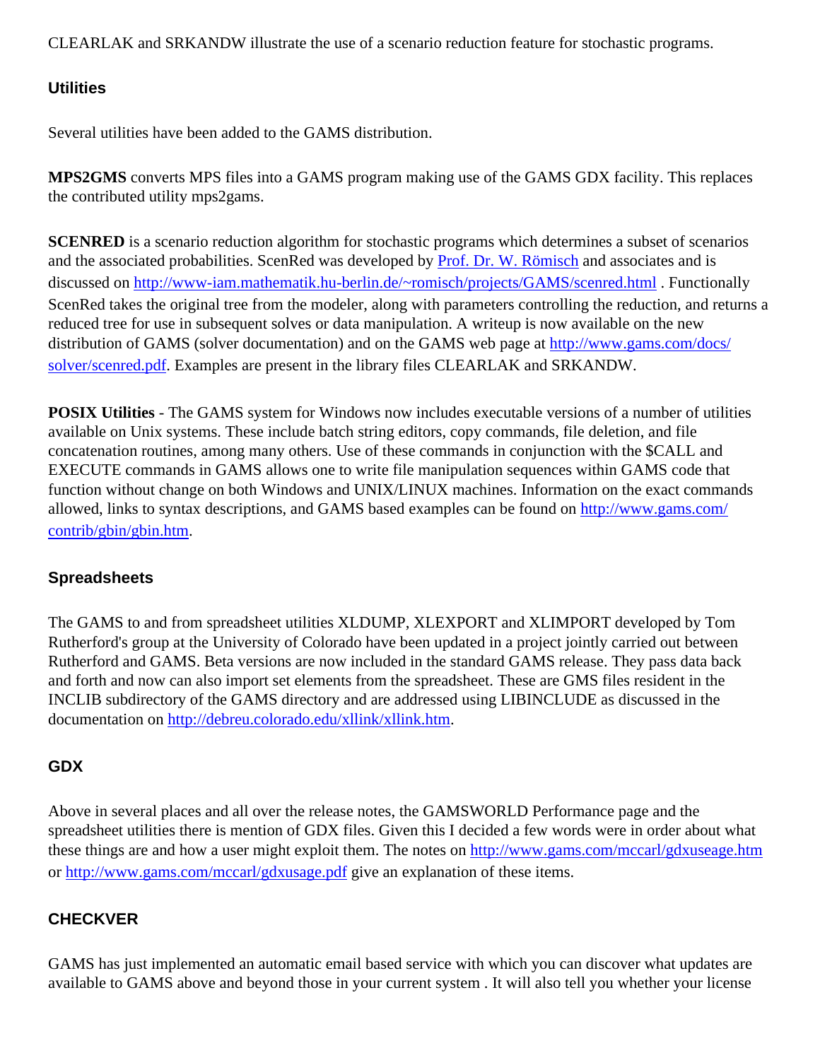CLEARLAK and SRKANDW illustrate the use of a scenario reduction feature for stochastic programs.

### Utilities

Several utilities have been added to the GAMS distribution.

**MPS2GMS** converts MPS files into a GAMS program making use of the GAMS GDX facility. This replaces the contributed utility mps2gams.

**SCENRED** is a scenario reduction algorithm for stochastic programs which determines a subset of scenarios and the associated probabilities. ScenRed was developed by Prof. Dr. W. Römisch and associates and is discussed on http://www-iam.mathematik.hu-berlin.de/~romisch/projects/GAMS/scenred.html . Functionally ScenRed takes the original tree from the modeler, along with parameters controlling the reduction, and returns a reduced tree for use in subsequent solves or data manipulation. A writeup is now available on the new distribution of GAMS (solver documentation) and on the GAMS web page at http://www.gams.com/docs/solver/scenred.pdf. Examples are present in the library files CLEARLAK and SRKANDW.

**POSIX Utilities** - The GAMS system for Windows now includes executable versions of a number of utilities available on Unix systems. These include batch string editors, copy commands, file deletion, and file concatenation routines, among many others. Use of these commands in conjunction with the $CALL and EXECUTE commands in GAMS allows one to write file manipulation sequences within GAMS code that function without change on both Windows and UNIX/LINUX machines. Information on the exact commands allowed, links to syntax descriptions, and GAMS based examples can be found on http://www.gams.com/contrib/gbin/gbin.htm.

### Spreadsheets

The GAMS to and from spreadsheet utilities XLDUMP, XLEXPORT and XLIMPORT developed by Tom Rutherford's group at the University of Colorado have been updated in a project jointly carried out between Rutherford and GAMS. Beta versions are now included in the standard GAMS release. They pass data back and forth and now can also import set elements from the spreadsheet. These are GMS files resident in the INCLIB subdirectory of the GAMS directory and are addressed using LIBINCLUDE as discussed in the documentation on http://debreu.colorado.edu/xllink/xllink.htm.

### GDX

Above in several places and all over the release notes, the GAMSWORLD Performance page and the spreadsheet utilities there is mention of GDX files. Given this I decided a few words were in order about what these things are and how a user might exploit them. The notes on http://www.gams.com/mccarl/gdxuseage.htm or http://www.gams.com/mccarl/gdxusage.pdf give an explanation of these items.

### CHECKVER

GAMS has just implemented an automatic email based service with which you can discover what updates are available to GAMS above and beyond those in your current system . It will also tell you whether your license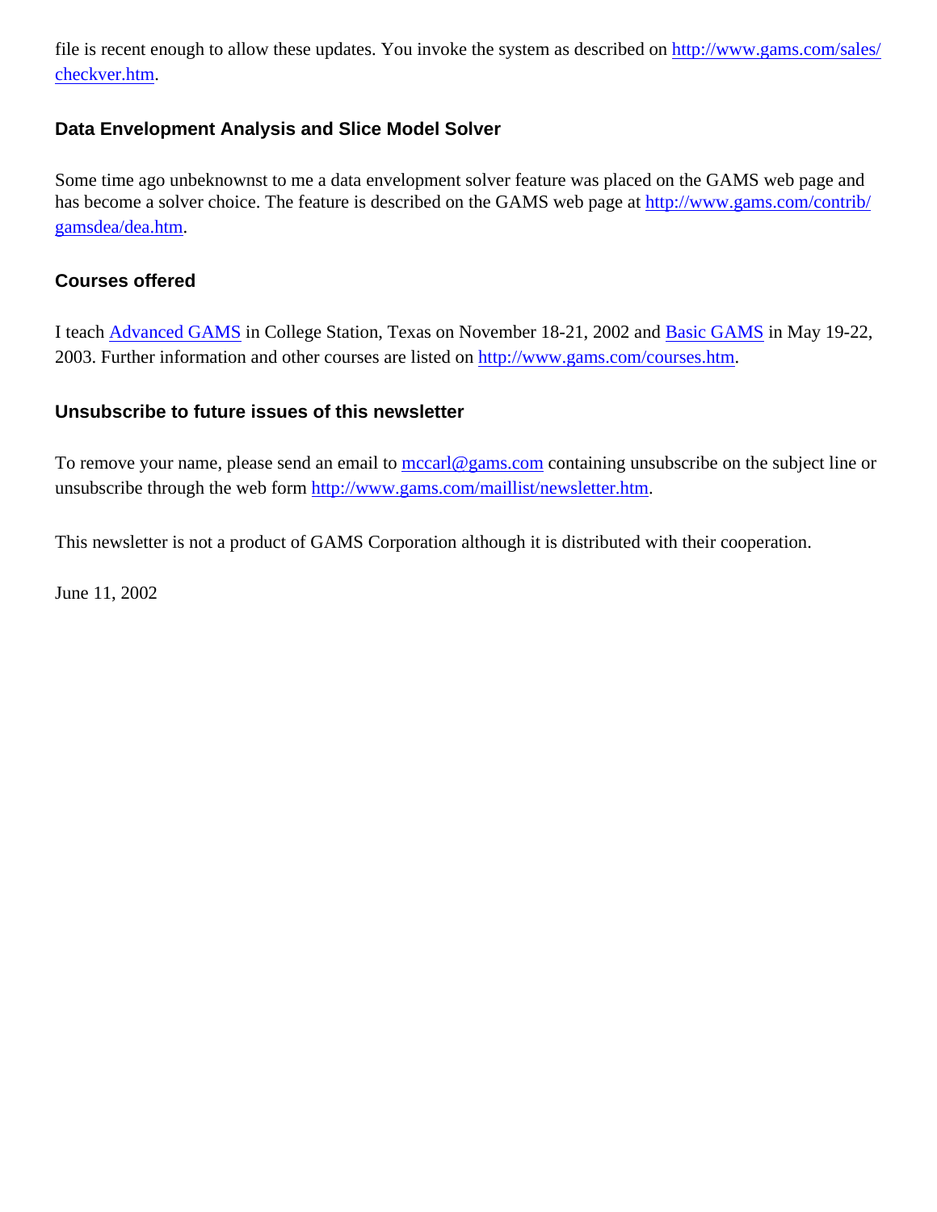file is recent enough to allow these updates. You invoke the system as described on [http://www.gams.com/sales/checkver.htm](http://www.gams.com/sales/checkver.htm).

### Data Envelopment Analysis and Slice Model Solver

Some time ago unbeknownst to me a data envelopment solver feature was placed on the GAMS web page and has become a solver choice. The feature is described on the GAMS web page at [http://www.gams.com/contrib/gamsdea/dea.htm](http://www.gams.com/contrib/gamsdea/dea.htm).

### Courses offered

I teach Advanced GAMS in College Station, Texas on November 18-21, 2002 and Basic GAMS in May 19-22, 2003. Further information and other courses are listed on [http://www.gams.com/courses.htm](http://www.gams.com/courses.htm).

### Unsubscribe to future issues of this newsletter

To remove your name, please send an email to [mccarl@gams.com](mailto:mccarl@gams.com) containing unsubscribe on the subject line or unsubscribe through the web form [http://www.gams.com/maillist/newsletter.htm](http://www.gams.com/maillist/newsletter.htm).

This newsletter is not a product of GAMS Corporation although it is distributed with their cooperation.

June 11, 2002